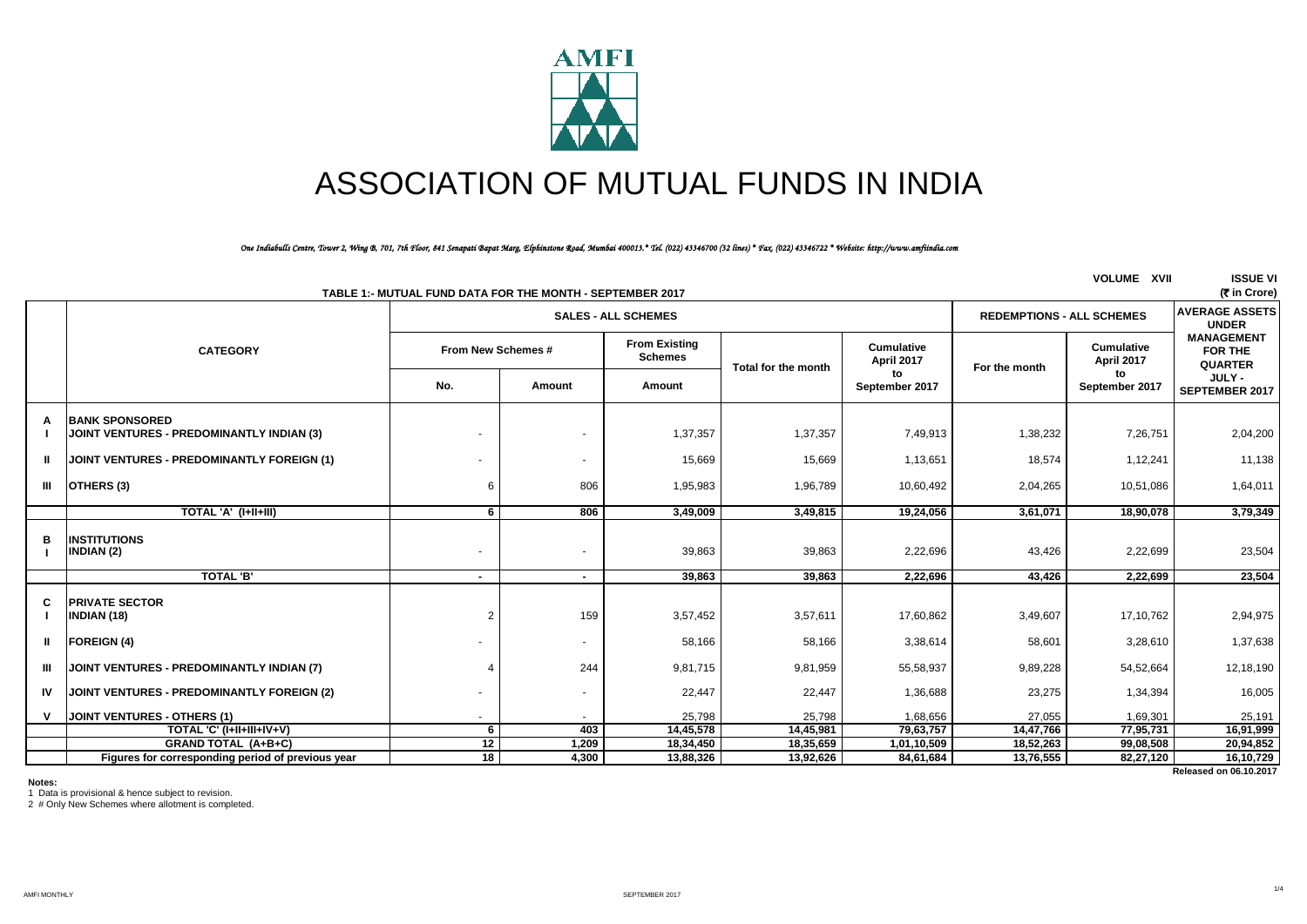# ASSOCIATION OF MUTUAL FUNDS IN INDIA

*One Indiabulls Centre, Tower 2, Wing B, 701, 7th Floor, 841 Senapati Bapat Marg, Elphinstone Road, Mumbai 400013.\* Tel. (022) 43346700 (32 lines) \* Fax. (022) 43346722 \* Website: http://www.amfiindia.com*

VOLUME XVII ISSUE VI

**TABLE 1:- MUTUAL FUND DATA FOR THE MONTH - SEPTEMBER 2017** (₹ in Crore)

| | CATEGORY | SALES - ALL SCHEMES | | | | | REDEMPTIONS - ALL SCHEMES | | AVERAGE ASSETS UNDER MANAGEMENT FOR THE QUARTER |
|---|---|---|---|---|---|---|---|---|---|
| | | From New Schemes # | | From Existing Schemes | Total for the month | Cumulative April 2017 to September 2017 | For the month | Cumulative April 2017 to September 2017 | JULY - SEPTEMBER 2017 |
| | | No. | Amount | Amount | | | | | |
| A | **BANK SPONSORED** | | | | | | | | |
| I | JOINT VENTURES - PREDOMINANTLY INDIAN (3) | - | - | 1,37,357 | 1,37,357 | 7,49,913 | 1,38,232 | 7,26,751 | 2,04,200 |
| II | JOINT VENTURES - PREDOMINANTLY FOREIGN (1) | - | - | 15,669 | 15,669 | 1,13,651 | 18,574 | 1,12,241 | 11,138 |
| III | OTHERS (3) | 6 | 806 | 1,95,983 | 1,96,789 | 10,60,492 | 2,04,265 | 10,51,086 | 1,64,011 |
| | **TOTAL 'A' (I+II+III)** | **6** | **806** | **3,49,009** | **3,49,815** | **19,24,056** | **3,61,071** | **18,90,078** | **3,79,349** |
| B | **INSTITUTIONS** | | | | | | | | |
| I | INDIAN (2) | - | - | 39,863 | 39,863 | 2,22,696 | 43,426 | 2,22,699 | 23,504 |
| | **TOTAL 'B'** | **-** | **-** | **39,863** | **39,863** | **2,22,696** | **43,426** | **2,22,699** | **23,504** |
| C | **PRIVATE SECTOR** | | | | | | | | |
| I | INDIAN (18) | 2 | 159 | 3,57,452 | 3,57,611 | 17,60,862 | 3,49,607 | 17,10,762 | 2,94,975 |
| II | FOREIGN (4) | - | - | 58,166 | 58,166 | 3,38,614 | 58,601 | 3,28,610 | 1,37,638 |
| III | JOINT VENTURES - PREDOMINANTLY INDIAN (7) | 4 | 244 | 9,81,715 | 9,81,959 | 55,58,937 | 9,89,228 | 54,52,664 | 12,18,190 |
| IV | JOINT VENTURES - PREDOMINANTLY FOREIGN (2) | - | - | 22,447 | 22,447 | 1,36,688 | 23,275 | 1,34,394 | 16,005 |
| V | JOINT VENTURES - OTHERS (1) | - | - | 25,798 | 25,798 | 1,68,656 | 27,055 | 1,69,301 | 25,191 |
| | **TOTAL 'C' (I+II+III+IV+V)** | **6** | **403** | **14,45,578** | **14,45,981** | **79,63,757** | **14,47,766** | **77,95,731** | **16,91,999** |
| | **GRAND TOTAL (A+B+C)** | **12** | **1,209** | **18,34,450** | **18,35,659** | **1,01,10,509** | **18,52,263** | **99,08,508** | **20,94,852** |
| | **Figures for corresponding period of previous year** | **18** | **4,300** | **13,88,326** | **13,92,626** | **84,61,684** | **13,76,555** | **82,27,120** | **16,10,729** |

**Released on 06.10.2017**

**Notes:**

1 Data is provisional & hence subject to revision.

2 # Only New Schemes where allotment is completed.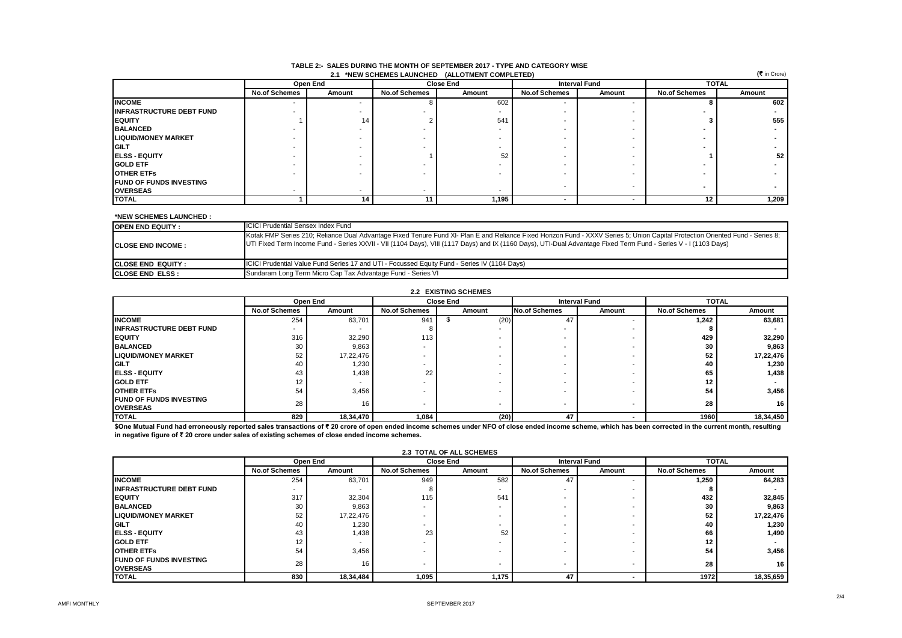# TABLE 2:- SALES DURING THE MONTH OF SEPTEMBER 2017 - TYPE AND CATEGORY WISE

## 2.1 *NEW SCHEMES LAUNCHED (ALLOTMENT COMPLETED)

(₹ in Crore)

| | Open End | | Close End | | Interval Fund | | TOTAL | |
|---|---|---|---|---|---|---|---|---|
| | No.of Schemes | Amount | No.of Schemes | Amount | No.of Schemes | Amount | No.of Schemes | Amount |
| **INCOME** | - | - | 8 | 602 | - | - | 8 | 602 |
| **INFRASTRUCTURE DEBT FUND** | - | - | - | - | - | - | - | - |
| **EQUITY** | 1 | 14 | 2 | 541 | - | - | 3 | 555 |
| **BALANCED** | - | - | - | - | - | - | - | - |
| **LIQUID/MONEY MARKET** | - | - | - | - | - | - | - | - |
| **GILT** | - | - | - | - | - | - | - | - |
| **ELSS - EQUITY** | - | - | 1 | 52 | - | - | 1 | 52 |
| **GOLD ETF** | - | - | - | - | - | - | - | - |
| **OTHER ETFs** | - | - | - | - | - | - | - | - |
| **FUND OF FUNDS INVESTING OVERSEAS** | - | - | - | - | - | - | - | - |
| **TOTAL** | 1 | 14 | 11 | 1,195 | - | - | 12 | 1,209 |

**\*NEW SCHEMES LAUNCHED :**

| | |
|---|---|
| **OPEN END EQUITY :** | ICICI Prudential Sensex Index Fund |
| **CLOSE END INCOME :** | Kotak FMP Series 210; Reliance Dual Advantage Fixed Tenure Fund XI- Plan E and Reliance Fixed Horizon Fund - XXXV Series 5; Union Capital Protection Oriented Fund - Series 8; UTI Fixed Term Income Fund - Series XXVII - VII (1104 Days), VIII (1117 Days) and IX (1160 Days), UTI-Dual Advantage Fixed Term Fund - Series V - I (1103 Days) |
| **CLOSE END EQUITY :** | ICICI Prudential Value Fund Series 17 and UTI - Focussed Equity Fund - Series IV (1104 Days) |
| **CLOSE END ELSS :** | Sundaram Long Term Micro Cap Tax Advantage Fund - Series VI |

## 2.2 EXISTING SCHEMES

| | Open End | | Close End | | Interval Fund | | TOTAL | |
|---|---|---|---|---|---|---|---|---|
| | No.of Schemes | Amount | No.of Schemes | Amount | No.of Schemes | Amount | No.of Schemes | Amount |
| **INCOME** | 254 | 63,701 | 941 | $ (20) | 47 | - | 1,242 | 63,681 |
| **INFRASTRUCTURE DEBT FUND** | - | - | 8 | - | - | - | 8 | - |
| **EQUITY** | 316 | 32,290 | 113 | - | - | - | 429 | 32,290 |
| **BALANCED** | 30 | 9,863 | - | - | - | - | 30 | 9,863 |
| **LIQUID/MONEY MARKET** | 52 | 17,22,476 | - | - | - | - | 52 | 17,22,476 |
| **GILT** | 40 | 1,230 | - | - | - | - | 40 | 1,230 |
| **ELSS - EQUITY** | 43 | 1,438 | 22 | - | - | - | 65 | 1,438 |
| **GOLD ETF** | 12 | - | - | - | - | - | 12 | - |
| **OTHER ETFs** | 54 | 3,456 | - | - | - | - | 54 | 3,456 |
| **FUND OF FUNDS INVESTING OVERSEAS** | 28 | 16 | - | - | - | - | 28 | 16 |
| **TOTAL** | 829 | 18,34,470 | 1,084 | (20) | 47 | - | 1960 | 18,34,450 |

**$One Mutual Fund had erroneously reported sales transactions of ₹ 20 crore of open ended income schemes under NFO of close ended income scheme, which has been corrected in the current month, resulting in negative figure of ₹ 20 crore under sales of existing schemes of close ended income schemes.**

## 2.3 TOTAL OF ALL SCHEMES

| | Open End | | Close End | | Interval Fund | | TOTAL | |
|---|---|---|---|---|---|---|---|---|
| | No.of Schemes | Amount | No.of Schemes | Amount | No.of Schemes | Amount | No.of Schemes | Amount |
| **INCOME** | 254 | 63,701 | 949 | 582 | 47 | - | 1,250 | 64,283 |
| **INFRASTRUCTURE DEBT FUND** | - | - | 8 | - | - | - | 8 | - |
| **EQUITY** | 317 | 32,304 | 115 | 541 | - | - | 432 | 32,845 |
| **BALANCED** | 30 | 9,863 | - | - | - | - | 30 | 9,863 |
| **LIQUID/MONEY MARKET** | 52 | 17,22,476 | - | - | - | - | 52 | 17,22,476 |
| **GILT** | 40 | 1,230 | - | - | - | - | 40 | 1,230 |
| **ELSS - EQUITY** | 43 | 1,438 | 23 | 52 | - | - | 66 | 1,490 |
| **GOLD ETF** | 12 | - | - | - | - | - | 12 | - |
| **OTHER ETFs** | 54 | 3,456 | - | - | - | - | 54 | 3,456 |
| **FUND OF FUNDS INVESTING OVERSEAS** | 28 | 16 | - | - | - | - | 28 | 16 |
| **TOTAL** | 830 | 18,34,484 | 1,095 | 1,175 | 47 | - | 1972 | 18,35,659 |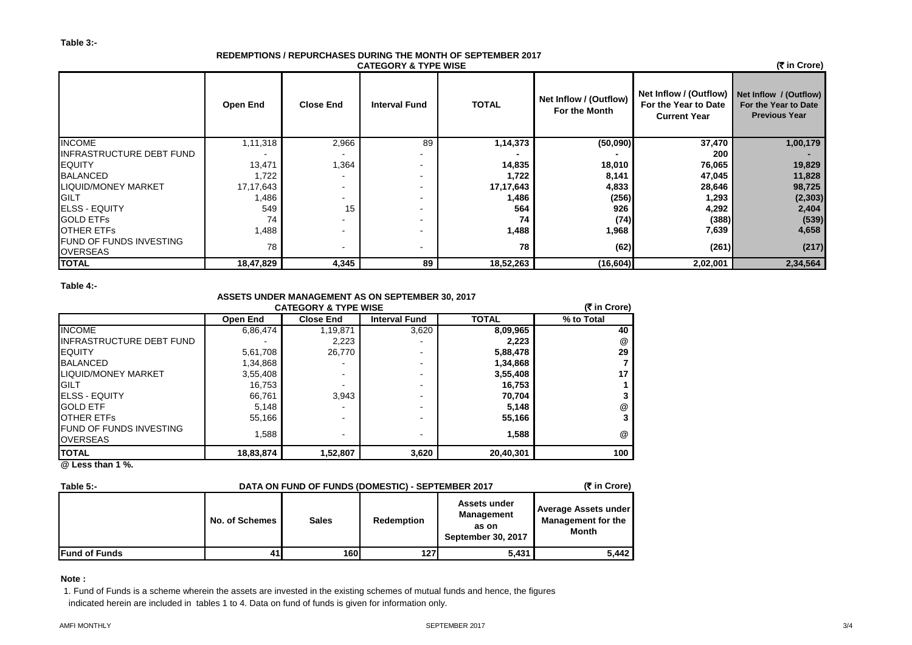**Table 3:-**

**REDEMPTIONS / REPURCHASES DURING THE MONTH OF SEPTEMBER 2017**
**CATEGORY & TYPE WISE**

**(₹ in Crore)**

| | Open End | Close End | Interval Fund | TOTAL | Net Inflow / (Outflow) For the Month | Net Inflow / (Outflow) For the Year to Date Current Year | Net Inflow / (Outflow) For the Year to Date Previous Year |
|---|---|---|---|---|---|---|---|
| INCOME | 1,11,318 | 2,966 | 89 | **1,14,373** | **(50,090)** | **37,470** | **1,00,179** |
| INFRASTRUCTURE DEBT FUND | - | - | - | **-** | **-** | **200** | **-** |
| EQUITY | 13,471 | 1,364 | - | **14,835** | **18,010** | **76,065** | **19,829** |
| BALANCED | 1,722 | - | - | **1,722** | **8,141** | **47,045** | **11,828** |
| LIQUID/MONEY MARKET | 17,17,643 | - | - | **17,17,643** | **4,833** | **28,646** | **98,725** |
| GILT | 1,486 | - | - | **1,486** | **(256)** | **1,293** | **(2,303)** |
| ELSS - EQUITY | 549 | 15 | - | **564** | **926** | **4,292** | **2,404** |
| GOLD ETFs | 74 | - | - | **74** | **(74)** | **(388)** | **(539)** |
| OTHER ETFs | 1,488 | - | - | **1,488** | **1,968** | **7,639** | **4,658** |
| FUND OF FUNDS INVESTING OVERSEAS | 78 | - | - | **78** | **(62)** | **(261)** | **(217)** |
| **TOTAL** | **18,47,829** | **4,345** | **89** | **18,52,263** | **(16,604)** | **2,02,001** | **2,34,564** |

**Table 4:-**

**ASSETS UNDER MANAGEMENT AS ON SEPTEMBER 30, 2017**
**CATEGORY & TYPE WISE**

**(₹ in Crore)**

| | Open End | Close End | Interval Fund | TOTAL | % to Total |
|---|---|---|---|---|---|
| INCOME | 6,86,474 | 1,19,871 | 3,620 | **8,09,965** | **40** |
| INFRASTRUCTURE DEBT FUND | - | 2,223 | - | **2,223** | @ |
| EQUITY | 5,61,708 | 26,770 | - | **5,88,478** | **29** |
| BALANCED | 1,34,868 | - | - | **1,34,868** | **7** |
| LIQUID/MONEY MARKET | 3,55,408 | - | - | **3,55,408** | **17** |
| GILT | 16,753 | - | - | **16,753** | **1** |
| ELSS - EQUITY | 66,761 | 3,943 | - | **70,704** | **3** |
| GOLD ETF | 5,148 | - | - | **5,148** | @ |
| OTHER ETFs | 55,166 | - | - | **55,166** | **3** |
| FUND OF FUNDS INVESTING OVERSEAS | 1,588 | - | - | **1,588** | @ |
| **TOTAL** | **18,83,874** | **1,52,807** | **3,620** | **20,40,301** | **100** |

**@ Less than 1 %.**

**Table 5:-**

**DATA ON FUND OF FUNDS (DOMESTIC) - SEPTEMBER 2017**

**(₹ in Crore)**

| | No. of Schemes | Sales | Redemption | Assets under Management as on September 30, 2017 | Average Assets under Management for the Month |
|---|---|---|---|---|---|
| **Fund of Funds** | **41** | **160** | **127** | **5,431** | **5,442** |

**Note :**

1. Fund of Funds is a scheme wherein the assets are invested in the existing schemes of mutual funds and hence, the figures indicated herein are included in tables 1 to 4. Data on fund of funds is given for information only.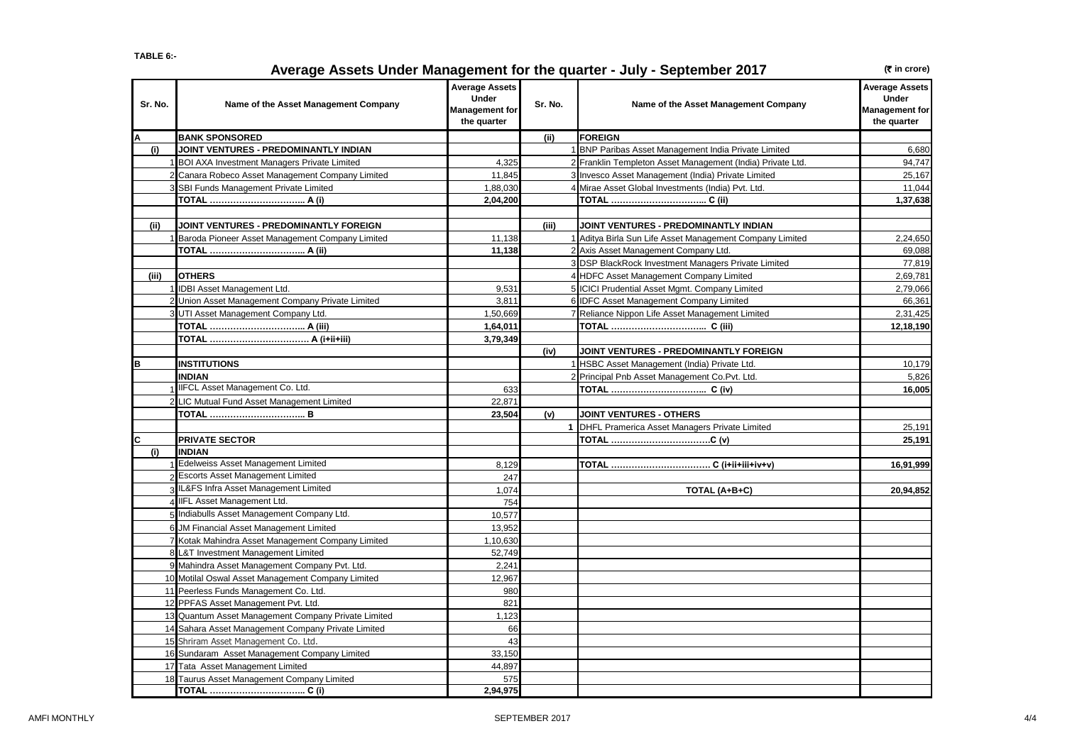**TABLE 6:-**

## Average Assets Under Management for the quarter - July - September 2017

(₹ in crore)

| Sr. No. | Name of the Asset Management Company | Average Assets Under Management for the quarter | Sr. No. | Name of the Asset Management Company | Average Assets Under Management for the quarter |
|---|---|---|---|---|---|
| A | **BANK SPONSORED** | | (ii) | **FOREIGN** | |
| (i) | **JOINT VENTURES - PREDOMINANTLY INDIAN** | | 1 | BNP Paribas Asset Management India Private Limited | 6,680 |
| 1 | BOI AXA Investment Managers Private Limited | 4,325 | 2 | Franklin Templeton Asset Management (India) Private Ltd. | 94,747 |
| 2 | Canara Robeco Asset Management Company Limited | 11,845 | 3 | Invesco Asset Management (India) Private Limited | 25,167 |
| 3 | SBI Funds Management Private Limited | 1,88,030 | 4 | Mirae Asset Global Investments (India) Pvt. Ltd. | 11,044 |
| | **TOTAL ………………………….. A (i)** | **2,04,200** | | **TOTAL ………………………….. C (ii)** | **1,37,638** |
| | | | | | |
| (ii) | **JOINT VENTURES - PREDOMINANTLY FOREIGN** | | (iii) | **JOINT VENTURES - PREDOMINANTLY INDIAN** | |
| 1 | Baroda Pioneer Asset Management Company Limited | 11,138 | 1 | Aditya Birla Sun Life Asset Management Company Limited | 2,24,650 |
| | **TOTAL ………………………….. A (ii)** | **11,138** | 2 | Axis Asset Management Company Ltd. | 69,088 |
| | | | 3 | DSP BlackRock Investment Managers Private Limited | 77,819 |
| (iii) | **OTHERS** | | 4 | HDFC Asset Management Company Limited | 2,69,781 |
| 1 | IDBI Asset Management Ltd. | 9,531 | 5 | ICICI Prudential Asset Mgmt. Company Limited | 2,79,066 |
| 2 | Union Asset Management Company Private Limited | 3,811 | 6 | IDFC Asset Management Company Limited | 66,361 |
| 3 | UTI Asset Management Company Ltd. | 1,50,669 | 7 | Reliance Nippon Life Asset Management Limited | 2,31,425 |
| | **TOTAL ………………………….. A (iii)** | **1,64,011** | | **TOTAL ………………………….. C (iii)** | **12,18,190** |
| | **TOTAL ………………………….. A (i+ii+iii)** | **3,79,349** | | | |
| | | | (iv) | **JOINT VENTURES - PREDOMINANTLY FOREIGN** | |
| B | **INSTITUTIONS** | | 1 | HSBC Asset Management (India) Private Ltd. | 10,179 |
| | **INDIAN** | | 2 | Principal Pnb Asset Management Co.Pvt. Ltd. | 5,826 |
| 1 | IIFCL Asset Management Co. Ltd. | 633 | | **TOTAL ………………………….. C (iv)** | **16,005** |
| 2 | LIC Mutual Fund Asset Management Limited | 22,871 | | | |
| | **TOTAL ………………………….. B** | **23,504** | (v) | **JOINT VENTURES - OTHERS** | |
| | | | 1 | DHFL Pramerica Asset Managers Private Limited | 25,191 |
| C | **PRIVATE SECTOR** | | | **TOTAL ……………………………C (v)** | **25,191** |
| (i) | **INDIAN** | | | | |
| 1 | Edelweiss Asset Management Limited | 8,129 | | **TOTAL ……………………………. C (i+ii+iii+iv+v)** | **16,91,999** |
| 2 | Escorts Asset Management Limited | 247 | | | |
| 3 | IL&FS Infra Asset Management Limited | 1,074 | | **TOTAL (A+B+C)** | **20,94,852** |
| 4 | IIFL Asset Management Ltd. | 754 | | | |
| 5 | Indiabulls Asset Management Company Ltd. | 10,577 | | | |
| 6 | JM Financial Asset Management Limited | 13,952 | | | |
| 7 | Kotak Mahindra Asset Management Company Limited | 1,10,630 | | | |
| 8 | L&T Investment Management Limited | 52,749 | | | |
| 9 | Mahindra Asset Management Company Pvt. Ltd. | 2,241 | | | |
| 10 | Motilal Oswal Asset Management Company Limited | 12,967 | | | |
| 11 | Peerless Funds Management Co. Ltd. | 980 | | | |
| 12 | PPFAS Asset Management Pvt. Ltd. | 821 | | | |
| 13 | Quantum Asset Management Company Private Limited | 1,123 | | | |
| 14 | Sahara Asset Management Company Private Limited | 66 | | | |
| 15 | Shriram Asset Management Co. Ltd. | 43 | | | |
| 16 | Sundaram Asset Management Company Limited | 33,150 | | | |
| 17 | Tata Asset Management Limited | 44,897 | | | |
| 18 | Taurus Asset Management Company Limited | 575 | | | |
| | **TOTAL ………………………….. C (i)** | **2,94,975** | | | |